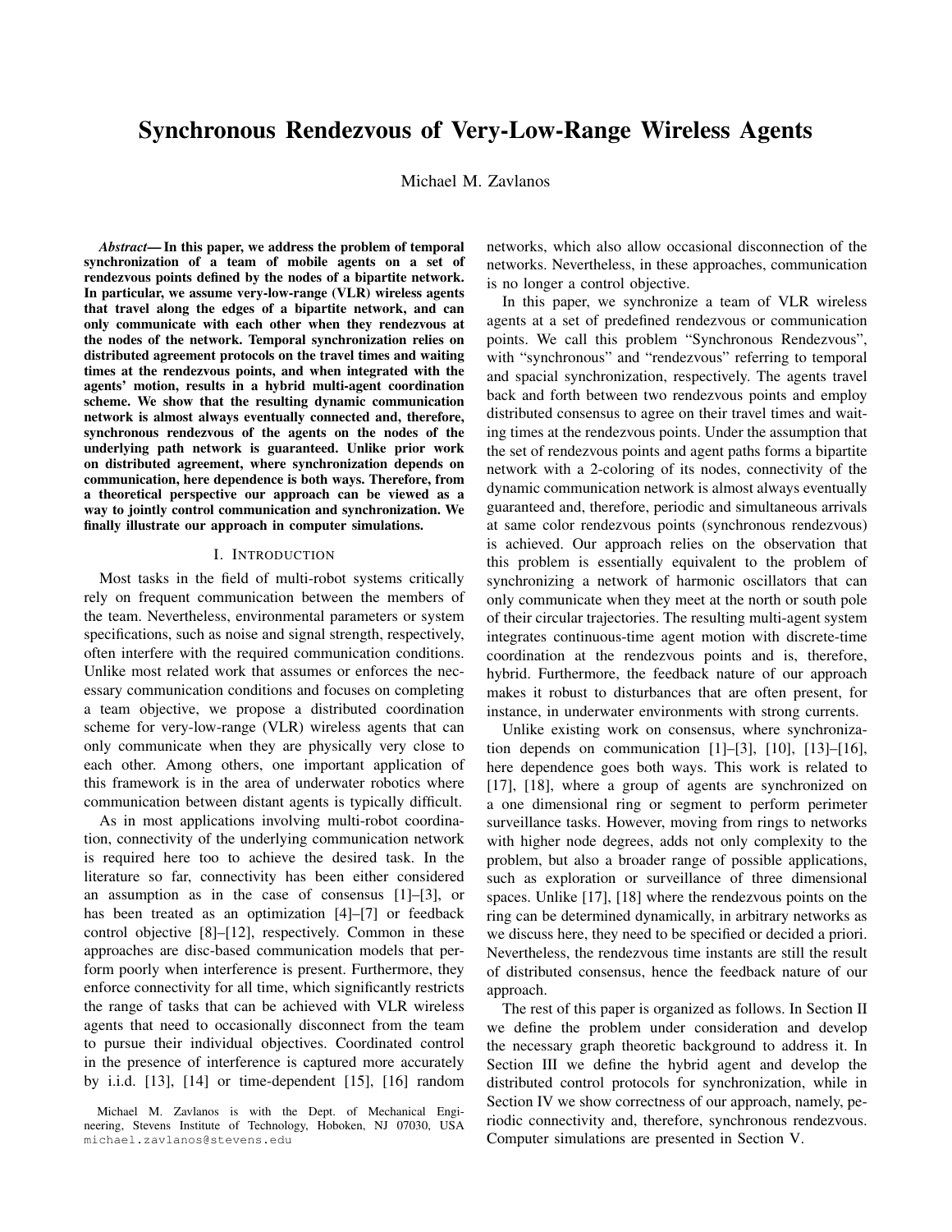# Synchronous Rendezvous of Very-Low-Range Wireless Agents

Michael M. Zavlanos

***Abstract*— In this paper, we address the problem of temporal synchronization of a team of mobile agents on a set of rendezvous points defined by the nodes of a bipartite network. In particular, we assume very-low-range (VLR) wireless agents that travel along the edges of a bipartite network, and can only communicate with each other when they rendezvous at the nodes of the network. Temporal synchronization relies on distributed agreement protocols on the travel times and waiting times at the rendezvous points, and when integrated with the agents' motion, results in a hybrid multi-agent coordination scheme. We show that the resulting dynamic communication network is almost always eventually connected and, therefore, synchronous rendezvous of the agents on the nodes of the underlying path network is guaranteed. Unlike prior work on distributed agreement, where synchronization depends on communication, here dependence is both ways. Therefore, from a theoretical perspective our approach can be viewed as a way to jointly control communication and synchronization. We finally illustrate our approach in computer simulations.**

## I. Introduction

Most tasks in the field of multi-robot systems critically rely on frequent communication between the members of the team. Nevertheless, environmental parameters or system specifications, such as noise and signal strength, respectively, often interfere with the required communication conditions. Unlike most related work that assumes or enforces the necessary communication conditions and focuses on completing a team objective, we propose a distributed coordination scheme for very-low-range (VLR) wireless agents that can only communicate when they are physically very close to each other. Among others, one important application of this framework is in the area of underwater robotics where communication between distant agents is typically difficult.

As in most applications involving multi-robot coordination, connectivity of the underlying communication network is required here too to achieve the desired task. In the literature so far, connectivity has been either considered an assumption as in the case of consensus [1]–[3], or has been treated as an optimization [4]–[7] or feedback control objective [8]–[12], respectively. Common in these approaches are disc-based communication models that perform poorly when interference is present. Furthermore, they enforce connectivity for all time, which significantly restricts the range of tasks that can be achieved with VLR wireless agents that need to occasionally disconnect from the team to pursue their individual objectives. Coordinated control in the presence of interference is captured more accurately by i.i.d. [13], [14] or time-dependent [15], [16] random networks, which also allow occasional disconnection of the networks. Nevertheless, in these approaches, communication is no longer a control objective.

In this paper, we synchronize a team of VLR wireless agents at a set of predefined rendezvous or communication points. We call this problem "Synchronous Rendezvous", with "synchronous" and "rendezvous" referring to temporal and spacial synchronization, respectively. The agents travel back and forth between two rendezvous points and employ distributed consensus to agree on their travel times and waiting times at the rendezvous points. Under the assumption that the set of rendezvous points and agent paths forms a bipartite network with a 2-coloring of its nodes, connectivity of the dynamic communication network is almost always eventually guaranteed and, therefore, periodic and simultaneous arrivals at same color rendezvous points (synchronous rendezvous) is achieved. Our approach relies on the observation that this problem is essentially equivalent to the problem of synchronizing a network of harmonic oscillators that can only communicate when they meet at the north or south pole of their circular trajectories. The resulting multi-agent system integrates continuous-time agent motion with discrete-time coordination at the rendezvous points and is, therefore, hybrid. Furthermore, the feedback nature of our approach makes it robust to disturbances that are often present, for instance, in underwater environments with strong currents.

Unlike existing work on consensus, where synchronization depends on communication [1]–[3], [10], [13]–[16], here dependence goes both ways. This work is related to [17], [18], where a group of agents are synchronized on a one dimensional ring or segment to perform perimeter surveillance tasks. However, moving from rings to networks with higher node degrees, adds not only complexity to the problem, but also a broader range of possible applications, such as exploration or surveillance of three dimensional spaces. Unlike [17], [18] where the rendezvous points on the ring can be determined dynamically, in arbitrary networks as we discuss here, they need to be specified or decided a priori. Nevertheless, the rendezvous time instants are still the result of distributed consensus, hence the feedback nature of our approach.

The rest of this paper is organized as follows. In Section II we define the problem under consideration and develop the necessary graph theoretic background to address it. In Section III we define the hybrid agent and develop the distributed control protocols for synchronization, while in Section IV we show correctness of our approach, namely, periodic connectivity and, therefore, synchronous rendezvous. Computer simulations are presented in Section V.

Michael M. Zavlanos is with the Dept. of Mechanical Engineering, Stevens Institute of Technology, Hoboken, NJ 07030, USA michael.zavlanos@stevens.edu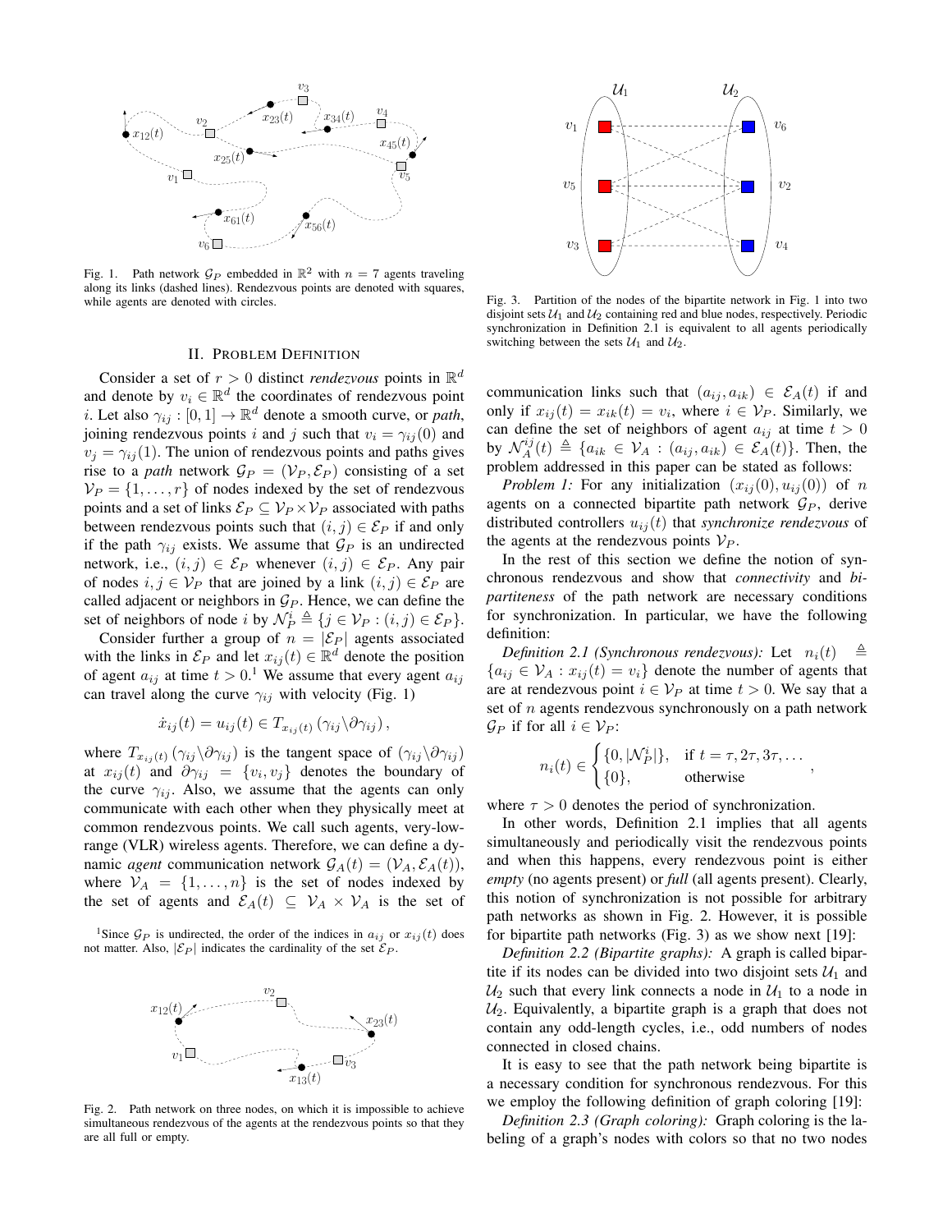Fig. 1. Path network $\mathcal{G}_P$ embedded in $\mathbb{R}^2$ with $n = 7$ agents traveling along its links (dashed lines). Rendezvous points are denoted with squares, while agents are denoted with circles.

## II. Problem Definition

Consider a set of $r > 0$ distinct *rendezvous* points in $\mathbb{R}^d$ and denote by $v_i \in \mathbb{R}^d$ the coordinates of rendezvous point $i$. Let also $\gamma_{ij} : [0, 1] \to \mathbb{R}^d$ denote a smooth curve, or *path*, joining rendezvous points $i$ and $j$ such that $v_i = \gamma_{ij}(0)$ and $v_j = \gamma_{ij}(1)$. The union of rendezvous points and paths gives rise to a *path* network $\mathcal{G}_P = (\mathcal{V}_P, \mathcal{E}_P)$ consisting of a set $\mathcal{V}_P = \{1, \dots, r\}$ of nodes indexed by the set of rendezvous points and a set of links $\mathcal{E}_P \subseteq \mathcal{V}_P \times \mathcal{V}_P$ associated with paths between rendezvous points such that $(i, j) \in \mathcal{E}_P$ if and only if the path $\gamma_{ij}$ exists. We assume that $\mathcal{G}_P$ is an undirected network, i.e., $(i, j) \in \mathcal{E}_P$ whenever $(i, j) \in \mathcal{E}_P$. Any pair of nodes $i, j \in \mathcal{V}_P$ that are joined by a link $(i, j) \in \mathcal{E}_P$ are called adjacent or neighbors in $\mathcal{G}_P$. Hence, we can define the set of neighbors of node $i$ by $\mathcal{N}_P^i \triangleq \{j \in \mathcal{V}_P : (i, j) \in \mathcal{E}_P\}$.

Consider further a group of $n = |\mathcal{E}_P|$ agents associated with the links in $\mathcal{E}_P$ and let $x_{ij}(t) \in \mathbb{R}^d$ denote the position of agent $a_{ij}$ at time $t > 0$.[1] We assume that every agent $a_{ij}$ can travel along the curve $\gamma_{ij}$ with velocity (Fig. 1)

$$\dot{x}_{ij}(t) = u_{ij}(t) \in T_{x_{ij}(t)} \left(\gamma_{ij} \backslash \partial \gamma_{ij}\right),$$

where $T_{x_{ij}(t)} \left(\gamma_{ij} \backslash \partial \gamma_{ij}\right)$ is the tangent space of $\left(\gamma_{ij} \backslash \partial \gamma_{ij}\right)$ at $x_{ij}(t)$ and $\partial \gamma_{ij} = \{v_i, v_j\}$ denotes the boundary of the curve $\gamma_{ij}$. Also, we assume that the agents can only communicate with each other when they physically meet at common rendezvous points. We call such agents, very-low-range (VLR) wireless agents. Therefore, we can define a dynamic *agent* communication network $\mathcal{G}_A(t) = (\mathcal{V}_A, \mathcal{E}_A(t))$, where $\mathcal{V}_A = \{1, \dots, n\}$ is the set of nodes indexed by the set of agents and $\mathcal{E}_A(t) \subseteq \mathcal{V}_A \times \mathcal{V}_A$ is the set of communication links such that $(a_{ij}, a_{ik}) \in \mathcal{E}_A(t)$ if and only if $x_{ij}(t) = x_{ik}(t) = v_i$, where $i \in \mathcal{V}_P$. Similarly, we can define the set of neighbors of agent $a_{ij}$ at time $t > 0$ by $\mathcal{N}_A^{ij}(t) \triangleq \{a_{ik} \in \mathcal{V}_A : (a_{ij}, a_{ik}) \in \mathcal{E}_A(t)\}$. Then, the problem addressed in this paper can be stated as follows:

[1] Since $\mathcal{G}_P$ is undirected, the order of the indices in $a_{ij}$ or $x_{ij}(t)$ does not matter. Also, $|\mathcal{E}_P|$ indicates the cardinality of the set $\mathcal{E}_P$.

Fig. 2. Path network on three nodes, on which it is impossible to achieve simultaneous rendezvous of the agents at the rendezvous points so that they are all full or empty.

Fig. 3. Partition of the nodes of the bipartite network in Fig. 1 into two disjoint sets $\mathcal{U}_1$ and $\mathcal{U}_2$ containing red and blue nodes, respectively. Periodic synchronization in Definition 2.1 is equivalent to all agents periodically switching between the sets $\mathcal{U}_1$ and $\mathcal{U}_2$.

*Problem 1:* For any initialization $(x_{ij}(0), u_{ij}(0))$ of $n$ agents on a connected bipartite path network $\mathcal{G}_P$, derive distributed controllers $u_{ij}(t)$ that *synchronize rendezvous* of the agents at the rendezvous points $\mathcal{V}_P$.

In the rest of this section we define the notion of synchronous rendezvous and show that *connectivity* and *bipartiteness* of the path network are necessary conditions for synchronization. In particular, we have the following definition:

*Definition 2.1 (Synchronous rendezvous):* Let $n_i(t) \triangleq \{a_{ij} \in \mathcal{V}_A : x_{ij}(t) = v_i\}$ denote the number of agents that are at rendezvous point $i \in \mathcal{V}_P$ at time $t > 0$. We say that a set of $n$ agents rendezvous synchronously on a path network $\mathcal{G}_P$ if for all $i \in \mathcal{V}_P$:

$$n_i(t) \in \begin{cases} \{0, |\mathcal{N}_P^i|\}, & \text{if } t = \tau, 2\tau, 3\tau, \dots \\ \{0\}, & \text{otherwise} \end{cases},$$

where $\tau > 0$ denotes the period of synchronization.

In other words, Definition 2.1 implies that all agents simultaneously and periodically visit the rendezvous points and when this happens, every rendezvous point is either *empty* (no agents present) or *full* (all agents present). Clearly, this notion of synchronization is not possible for arbitrary path networks as shown in Fig. 2. However, it is possible for bipartite path networks (Fig. 3) as we show next [19]:

*Definition 2.2 (Bipartite graphs):* A graph is called bipartite if its nodes can be divided into two disjoint sets $\mathcal{U}_1$ and $\mathcal{U}_2$ such that every link connects a node in $\mathcal{U}_1$ to a node in $\mathcal{U}_2$. Equivalently, a bipartite graph is a graph that does not contain any odd-length cycles, i.e., odd numbers of nodes connected in closed chains.

It is easy to see that the path network being bipartite is a necessary condition for synchronous rendezvous. For this we employ the following definition of graph coloring [19]:

*Definition 2.3 (Graph coloring):* Graph coloring is the labeling of a graph's nodes with colors so that no two nodes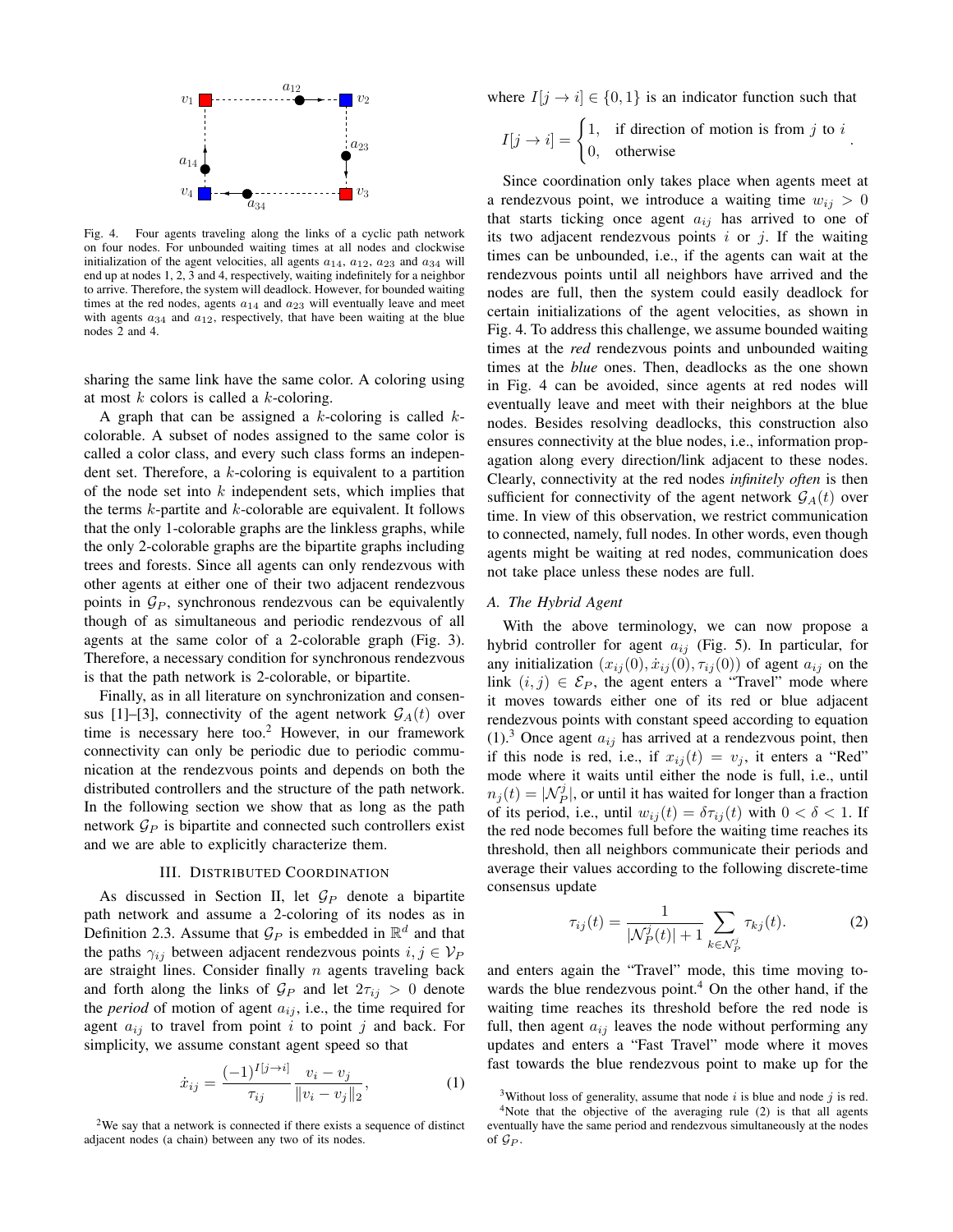Fig. 4. Four agents traveling along the links of a cyclic path network on four nodes. For unbounded waiting times at all nodes and clockwise initialization of the agent velocities, all agents $a_{14}$, $a_{12}$, $a_{23}$ and $a_{34}$ will end up at nodes 1, 2, 3 and 4, respectively, waiting indefinitely for a neighbor to arrive. Therefore, the system will deadlock. However, for bounded waiting times at the red nodes, agents $a_{14}$ and $a_{23}$ will eventually leave and meet with agents $a_{34}$ and $a_{12}$, respectively, that have been waiting at the blue nodes 2 and 4.

sharing the same link have the same color. A coloring using at most $k$ colors is called a $k$-coloring.

A graph that can be assigned a $k$-coloring is called $k$-colorable. A subset of nodes assigned to the same color is called a color class, and every such class forms an independent set. Therefore, a $k$-coloring is equivalent to a partition of the node set into $k$ independent sets, which implies that the terms $k$-partite and $k$-colorable are equivalent. It follows that the only 1-colorable graphs are the linkless graphs, while the only 2-colorable graphs are the bipartite graphs including trees and forests. Since all agents can only rendezvous with other agents at either one of their two adjacent rendezvous points in $\mathcal{G}_P$, synchronous rendezvous can be equivalently though of as simultaneous and periodic rendezvous of all agents at the same color of a 2-colorable graph (Fig. 3). Therefore, a necessary condition for synchronous rendezvous is that the path network is 2-colorable, or bipartite.

Finally, as in all literature on synchronization and consensus [1]–[3], connectivity of the agent network $\mathcal{G}_A(t)$ over time is necessary here too.[2] However, in our framework connectivity can only be periodic due to periodic communication at the rendezvous points and depends on both the distributed controllers and the structure of the path network. In the following section we show that as long as the path network $\mathcal{G}_P$ is bipartite and connected such controllers exist and we are able to explicitly characterize them.

## III. Distributed Coordination

As discussed in Section II, let $\mathcal{G}_P$ denote a bipartite path network and assume a 2-coloring of its nodes as in Definition 2.3. Assume that $\mathcal{G}_P$ is embedded in $\mathbb{R}^d$ and that the paths $\gamma_{ij}$ between adjacent rendezvous points $i, j \in \mathcal{V}_P$ are straight lines. Consider finally $n$ agents traveling back and forth along the links of $\mathcal{G}_P$ and let $2\tau_{ij} > 0$ denote the *period* of motion of agent $a_{ij}$, i.e., the time required for agent $a_{ij}$ to travel from point $i$ to point $j$ and back. For simplicity, we assume constant agent speed so that

$$\dot{x}_{ij} = \frac{(-1)^{I[j \to i]}}{\tau_{ij}} \frac{v_i - v_j}{\|v_i - v_j\|_2}, \tag{1}$$

where $I[j \to i] \in \{0, 1\}$ is an indicator function such that

$$I[j \to i] = \begin{cases} 1, & \text{if direction of motion is from } j \text{ to } i \\ 0, & \text{otherwise} \end{cases}.$$

Since coordination only takes place when agents meet at a rendezvous point, we introduce a waiting time $w_{ij} > 0$ that starts ticking once agent $a_{ij}$ has arrived to one of its two adjacent rendezvous points $i$ or $j$. If the waiting times can be unbounded, i.e., if the agents can wait at the rendezvous points until all neighbors have arrived and the nodes are full, then the system could easily deadlock for certain initializations of the agent velocities, as shown in Fig. 4. To address this challenge, we assume bounded waiting times at the *red* rendezvous points and unbounded waiting times at the *blue* ones. Then, deadlocks as the one shown in Fig. 4 can be avoided, since agents at red nodes will eventually leave and meet with their neighbors at the blue nodes. Besides resolving deadlocks, this construction also ensures connectivity at the blue nodes, i.e., information propagation along every direction/link adjacent to these nodes. Clearly, connectivity at the red nodes ***infinitely often*** is then sufficient for connectivity of the agent network $\mathcal{G}_A(t)$ over time. In view of this observation, we restrict communication to connected, namely, full nodes. In other words, even though agents might be waiting at red nodes, communication does not take place unless these nodes are full.

### A. The Hybrid Agent

With the above terminology, we can now propose a hybrid controller for agent $a_{ij}$ (Fig. 5). In particular, for any initialization $(x_{ij}(0), \dot{x}_{ij}(0), \tau_{ij}(0))$ of agent $a_{ij}$ on the link $(i,j) \in \mathcal{E}_P$, the agent enters a "Travel" mode where it moves towards either one of its red or blue adjacent rendezvous points with constant speed according to equation (1).[3] Once agent $a_{ij}$ has arrived at a rendezvous point, then if this node is red, i.e., if $x_{ij}(t) = v_j$, it enters a "Red" mode where it waits until either the node is full, i.e., until $n_j(t) = |\mathcal{N}_P^j|$, or until it has waited for longer than a fraction of its period, i.e., until $w_{ij}(t) = \delta\tau_{ij}(t)$ with $0 < \delta < 1$. If the red node becomes full before the waiting time reaches its threshold, then all neighbors communicate their periods and average their values according to the following discrete-time consensus update

$$\tau_{ij}(t) = \frac{1}{|\mathcal{N}_P^j(t)| + 1} \sum_{k \in \mathcal{N}_P^j} \tau_{kj}(t). \tag{2}$$

and enters again the "Travel" mode, this time moving towards the blue rendezvous point.[4] On the other hand, if the waiting time reaches its threshold before the red node is full, then agent $a_{ij}$ leaves the node without performing any updates and enters a "Fast Travel" mode where it moves fast towards the blue rendezvous point to make up for the

[2] We say that a network is connected if there exists a sequence of distinct adjacent nodes (a chain) between any two of its nodes.

[3] Without loss of generality, assume that node $i$ is blue and node $j$ is red.

[4] Note that the objective of the averaging rule (2) is that all agents eventually have the same period and rendezvous simultaneously at the nodes of $\mathcal{G}_P$.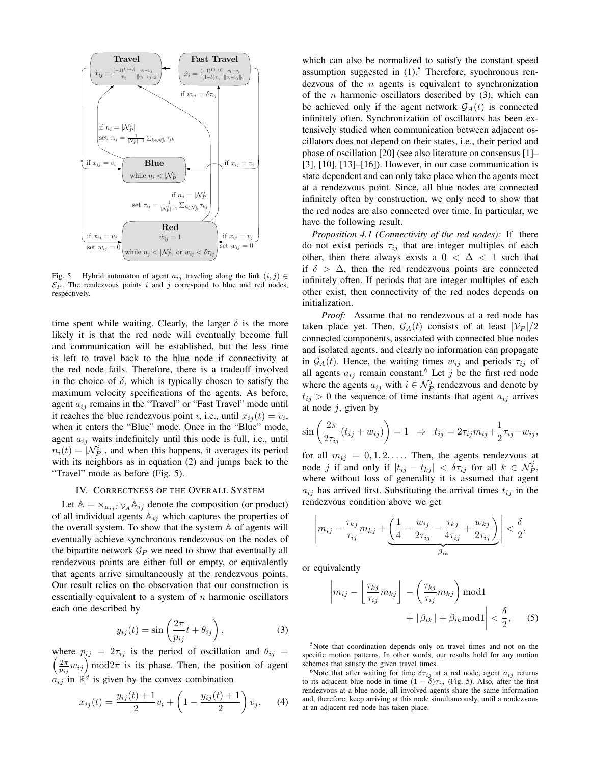Fig. 5. Hybrid automaton of agent $a_{ij}$ traveling along the link $(i,j) \in \mathcal{E}_P$. The rendezvous points $i$ and $j$ correspond to blue and red nodes, respectively.

time spent while waiting. Clearly, the larger $\delta$ is the more likely it is that the red node will eventually become full and communication will be established, but the less time is left to travel back to the blue node if connectivity at the red node fails. Therefore, there is a tradeoff involved in the choice of $\delta$, which is typically chosen to satisfy the maximum velocity specifications of the agents. As before, agent $a_{ij}$ remains in the "Travel" or "Fast Travel" mode until it reaches the blue rendezvous point $i$, i.e., until $x_{ij}(t) = v_i$, when it enters the "Blue" mode. Once in the "Blue" mode, agent $a_{ij}$ waits indefinitely until this node is full, i.e., until $n_i(t) = |\mathcal{N}_P^i|$, and when this happens, it averages its period with its neighbors as in equation (2) and jumps back to the "Travel" mode as before (Fig. 5).

## IV. Correctness of the Overall System

Let $\mathbb{A} = \times_{a_{ij} \in \mathcal{V}_A} \mathbb{A}_{ij}$ denote the composition (or product) of all individual agents $\mathbb{A}_{ij}$ which captures the properties of the overall system. To show that the system $\mathbb{A}$ of agents will eventually achieve synchronous rendezvous on the nodes of the bipartite network $\mathcal{G}_P$ we need to show that eventually all rendezvous points are either full or empty, or equivalently that agents arrive simultaneously at the rendezvous points. Our result relies on the observation that our construction is essentially equivalent to a system of $n$ harmonic oscillators each one described by

$$y_{ij}(t) = \sin\left(\frac{2\pi}{p_{ij}}t + \theta_{ij}\right), \tag{3}$$

where $p_{ij} = 2\tau_{ij}$ is the period of oscillation and $\theta_{ij} = \left(\frac{2\pi}{p_{ij}}w_{ij}\right) \mathrm{mod} 2\pi$ is its phase. Then, the position of agent $a_{ij}$ in $\mathbb{R}^d$ is given by the convex combination

$$x_{ij}(t) = \frac{y_{ij}(t)+1}{2}v_i + \left(1 - \frac{y_{ij}(t)+1}{2}\right)v_j, \tag{4}$$

which can also be normalized to satisfy the constant speed assumption suggested in (1).[5] Therefore, synchronous rendezvous of the $n$ agents is equivalent to synchronization of the $n$ harmonic oscillators described by (3), which can be achieved only if the agent network $\mathcal{G}_A(t)$ is connected infinitely often. Synchronization of oscillators has been extensively studied when communication between adjacent oscillators does not depend on their states, i.e., their period and phase of oscillation [20] (see also literature on consensus [1]–[3], [10], [13]–[16]). However, in our case communication is state dependent and can only take place when the agents meet at a rendezvous point. Since, all blue nodes are connected infinitely often by construction, we only need to show that the red nodes are also connected over time. In particular, we have the following result.

*Proposition 4.1 (Connectivity of the red nodes):* If there do not exist periods $\tau_{ij}$ that are integer multiples of each other, then there always exists a $0 < \Delta < 1$ such that if $\delta > \Delta$, then the red rendezvous points are connected infinitely often. If periods that are integer multiples of each other exist, then connectivity of the red nodes depends on initialization.

*Proof:* Assume that no rendezvous at a red node has taken place yet. Then, $\mathcal{G}_A(t)$ consists of at least $|\mathcal{V}_P|/2$ connected components, associated with connected blue nodes and isolated agents, and clearly no information can propagate in $\mathcal{G}_A(t)$. Hence, the waiting times $w_{ij}$ and periods $\tau_{ij}$ of all agents $a_{ij}$ remain constant.[6] Let $j$ be the first red node where the agents $a_{ij}$ with $i \in \mathcal{N}_P^j$ rendezvous and denote by $t_{ij} > 0$ the sequence of time instants that agent $a_{ij}$ arrives at node $j$, given by

$$\sin\left(\frac{2\pi}{2\tau_{ij}}(t_{ij} + w_{ij})\right) = 1 \;\Rightarrow\; t_{ij} = 2\tau_{ij}m_{ij} + \frac{1}{2}\tau_{ij} - w_{ij},$$

for all $m_{ij} = 0, 1, 2, \ldots$. Then, the agents rendezvous at node $j$ if and only if $|t_{ij} - t_{kj}| < \delta\tau_{ij}$ for all $k \in \mathcal{N}_P^j$, where without loss of generality it is assumed that agent $a_{ij}$ has arrived first. Substituting the arrival times $t_{ij}$ in the rendezvous condition above we get

$$\left| m_{ij} - \frac{\tau_{kj}}{\tau_{ij}}m_{kj} + \underbrace{\left(\frac{1}{4} - \frac{w_{ij}}{2\tau_{ij}} - \frac{\tau_{kj}}{4\tau_{ij}} + \frac{w_{kj}}{2\tau_{ij}}\right)}_{\beta_{ik}} \right| < \frac{\delta}{2},$$

or equivalently

$$\left| m_{ij} - \left\lfloor \frac{\tau_{kj}}{\tau_{ij}}m_{kj} \right\rfloor - \left(\frac{\tau_{kj}}{\tau_{ij}}m_{kj}\right)\mathrm{mod}1 + \lfloor \beta_{ik} \rfloor + \beta_{ik}\mathrm{mod}1 \right| < \frac{\delta}{2}, \tag{5}$$

[5] Note that coordination depends only on travel times and not on the specific motion patterns. In other words, our results hold for any motion schemes that satisfy the given travel times.

[6] Note that after waiting for time $\delta\tau_{ij}$ at a red node, agent $a_{ij}$ returns to its adjacent blue node in time $(1-\delta)\tau_{ij}$ (Fig. 5). Also, after the first rendezvous at a blue node, all involved agents share the same information and, therefore, keep arriving at this node simultaneously, until a rendezvous at an adjacent red node has taken place.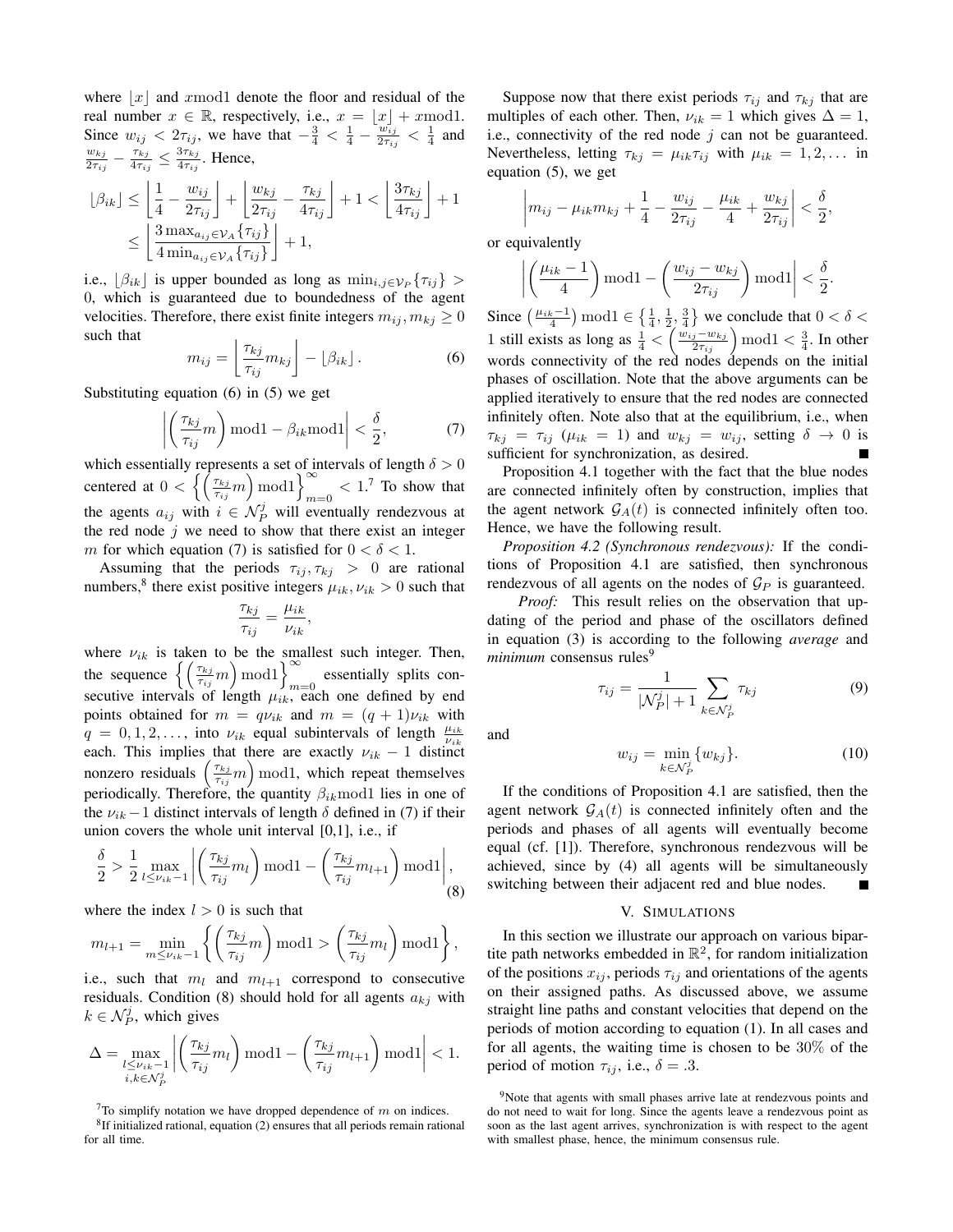where $\lfloor x \rfloor$ and $x \text{mod} 1$ denote the floor and residual of the real number $x \in \mathbb{R}$, respectively, i.e., $x = \lfloor x \rfloor + x \text{mod} 1$. Since $w_{ij} < 2\tau_{ij}$, we have that $-\frac{3}{4} < \frac{1}{4} - \frac{w_{ij}}{2\tau_{ij}} < \frac{1}{4}$ and $\frac{w_{kj}}{2\tau_{ij}} - \frac{\tau_{kj}}{4\tau_{ij}} \leq \frac{3\tau_{kj}}{4\tau_{ij}}$. Hence,

$$
\begin{aligned}
\lfloor \beta_{ik} \rfloor &\leq \left\lfloor \frac{1}{4} - \frac{w_{ij}}{2\tau_{ij}} \right\rfloor + \left\lfloor \frac{w_{kj}}{2\tau_{ij}} - \frac{\tau_{kj}}{4\tau_{ij}} \right\rfloor + 1 < \left\lfloor \frac{3\tau_{kj}}{4\tau_{ij}} \right\rfloor + 1 \\
&\leq \left\lfloor \frac{3 \max_{a_{ij} \in \mathcal{V}_A} \{\tau_{ij}\}}{4 \min_{a_{ij} \in \mathcal{V}_A} \{\tau_{ij}\}} \right\rfloor + 1,
\end{aligned}
$$

i.e., $\lfloor \beta_{ik} \rfloor$ is upper bounded as long as $\min_{i,j \in \mathcal{V}_P} \{\tau_{ij}\} > 0$, which is guaranteed due to boundedness of the agent velocities. Therefore, there exist finite integers $m_{ij}, m_{kj} \geq 0$ such that

$$
m_{ij} = \left\lfloor \frac{\tau_{kj}}{\tau_{ij}} m_{kj} \right\rfloor - \lfloor \beta_{ik} \rfloor . \tag{6}
$$

Substituting equation (6) in (5) we get

$$
\left| \left( \frac{\tau_{kj}}{\tau_{ij}} m \right) \text{mod} 1 - \beta_{ik} \text{mod} 1 \right| < \frac{\delta}{2}, \tag{7}
$$

which essentially represents a set of intervals of length $\delta > 0$ centered at $0 < \left\{ \left( \frac{\tau_{kj}}{\tau_{ij}} m \right) \text{mod} 1 \right\}_{m=0}^{\infty} < 1$.[7] To show that the agents $a_{ij}$ with $i \in \mathcal{N}_P^j$ will eventually rendezvous at the red node $j$ we need to show that there exist an integer $m$ for which equation (7) is satisfied for $0 < \delta < 1$.

Assuming that the periods $\tau_{ij}, \tau_{kj} > 0$ are rational numbers,[8] there exist positive integers $\mu_{ik}, \nu_{ik} > 0$ such that

$$
\frac{\tau_{kj}}{\tau_{ij}} = \frac{\mu_{ik}}{\nu_{ik}},
$$

where $\nu_{ik}$ is taken to be the smallest such integer. Then, the sequence $\left\{ \left( \frac{\tau_{kj}}{\tau_{ij}} m \right) \text{mod} 1 \right\}_{m=0}^{\infty}$ essentially splits consecutive intervals of length $\mu_{ik}$, each one defined by end points obtained for $m = q\nu_{ik}$ and $m = (q+1)\nu_{ik}$ with $q = 0, 1, 2, \ldots$, into $\nu_{ik}$ equal subintervals of length $\frac{\mu_{ik}}{\nu_{ik}}$ each. This implies that there are exactly $\nu_{ik} - 1$ distinct nonzero residuals $\left( \frac{\tau_{kj}}{\tau_{ij}} m \right) \text{mod} 1$, which repeat themselves periodically. Therefore, the quantity $\beta_{ik} \text{mod} 1$ lies in one of the $\nu_{ik} - 1$ distinct intervals of length $\delta$ defined in (7) if their union covers the whole unit interval [0,1], i.e., if

$$
\frac{\delta}{2} > \frac{1}{2} \max_{l \leq \nu_{ik} - 1} \left| \left( \frac{\tau_{kj}}{\tau_{ij}} m_l \right) \text{mod} 1 - \left( \frac{\tau_{kj}}{\tau_{ij}} m_{l+1} \right) \text{mod} 1 \right|, \tag{8}
$$

where the index $l > 0$ is such that

$$
m_{l+1} = \min_{m \leq \nu_{ik} - 1} \left\{ \left( \frac{\tau_{kj}}{\tau_{ij}} m \right) \text{mod} 1 > \left( \frac{\tau_{kj}}{\tau_{ij}} m_l \right) \text{mod} 1 \right\},
$$

i.e., such that $m_l$ and $m_{l+1}$ correspond to consecutive residuals. Condition (8) should hold for all agents $a_{kj}$ with $k \in \mathcal{N}_P^j$, which gives

$$
\Delta = \max_{\substack{l \leq \nu_{ik} - 1 \\ i,k \in \mathcal{N}_P^j}} \left| \left( \frac{\tau_{kj}}{\tau_{ij}} m_l \right) \text{mod} 1 - \left( \frac{\tau_{kj}}{\tau_{ij}} m_{l+1} \right) \text{mod} 1 \right| < 1.
$$

Suppose now that there exist periods $\tau_{ij}$ and $\tau_{kj}$ that are multiples of each other. Then, $\nu_{ik} = 1$ which gives $\Delta = 1$, i.e., connectivity of the red node $j$ can not be guaranteed. Nevertheless, letting $\tau_{kj} = \mu_{ik} \tau_{ij}$ with $\mu_{ik} = 1, 2, \ldots$ in equation (5), we get

$$
\left| m_{ij} - \mu_{ik} m_{kj} + \frac{1}{4} - \frac{w_{ij}}{2\tau_{ij}} - \frac{\mu_{ik}}{4} + \frac{w_{kj}}{2\tau_{ij}} \right| < \frac{\delta}{2},
$$

or equivalently

$$
\left| \left( \frac{\mu_{ik} - 1}{4} \right) \text{mod} 1 - \left( \frac{w_{ij} - w_{kj}}{2\tau_{ij}} \right) \text{mod} 1 \right| < \frac{\delta}{2}.
$$

Since $\left( \frac{\mu_{ik} - 1}{4} \right) \text{mod} 1 \in \left\{ \frac{1}{4}, \frac{1}{2}, \frac{3}{4} \right\}$ we conclude that $0 < \delta < 1$ still exists as long as $\frac{1}{4} < \left( \frac{w_{ij} - w_{kj}}{2\tau_{ij}} \right) \text{mod} 1 < \frac{3}{4}$. In other words connectivity of the red nodes depends on the initial phases of oscillation. Note that the above arguments can be applied iteratively to ensure that the red nodes are connected infinitely often. Note also that at the equilibrium, i.e., when $\tau_{kj} = \tau_{ij}$ ($\mu_{ik} = 1$) and $w_{kj} = w_{ij}$, setting $\delta \to 0$ is sufficient for synchronization, as desired. ∎

Proposition 4.1 together with the fact that the blue nodes are connected infinitely often by construction, implies that the agent network $\mathcal{G}_A(t)$ is connected infinitely often too. Hence, we have the following result.

*Proposition 4.2 (Synchronous rendezvous):* If the conditions of Proposition 4.1 are satisfied, then synchronous rendezvous of all agents on the nodes of $\mathcal{G}_P$ is guaranteed.

*Proof:* This result relies on the observation that updating of the period and phase of the oscillators defined in equation (3) is according to the following *average* and *minimum* consensus rules[9]

$$
\tau_{ij} = \frac{1}{|\mathcal{N}_P^j| + 1} \sum_{k \in \mathcal{N}_P^j} \tau_{kj} \tag{9}
$$

and

$$
w_{ij} = \min_{k \in \mathcal{N}_P^j} \{ w_{kj} \}. \tag{10}
$$

If the conditions of Proposition 4.1 are satisfied, then the agent network $\mathcal{G}_A(t)$ is connected infinitely often and the periods and phases of all agents will eventually become equal (cf. [1]). Therefore, synchronous rendezvous will be achieved, since by (4) all agents will be simultaneously switching between their adjacent red and blue nodes. ∎

## V. Simulations

In this section we illustrate our approach on various bipartite path networks embedded in $\mathbb{R}^2$, for random initialization of the positions $x_{ij}$, periods $\tau_{ij}$ and orientations of the agents on their assigned paths. As discussed above, we assume straight line paths and constant velocities that depend on the periods of motion according to equation (1). In all cases and for all agents, the waiting time is chosen to be 30% of the period of motion $\tau_{ij}$, i.e., $\delta = .3$.

[7] To simplify notation we have dropped dependence of $m$ on indices.

[8] If initialized rational, equation (2) ensures that all periods remain rational for all time.

[9] Note that agents with small phases arrive late at rendezvous points and do not need to wait for long. Since the agents leave a rendezvous point as soon as the last agent arrives, synchronization is with respect to the agent with smallest phase, hence, the minimum consensus rule.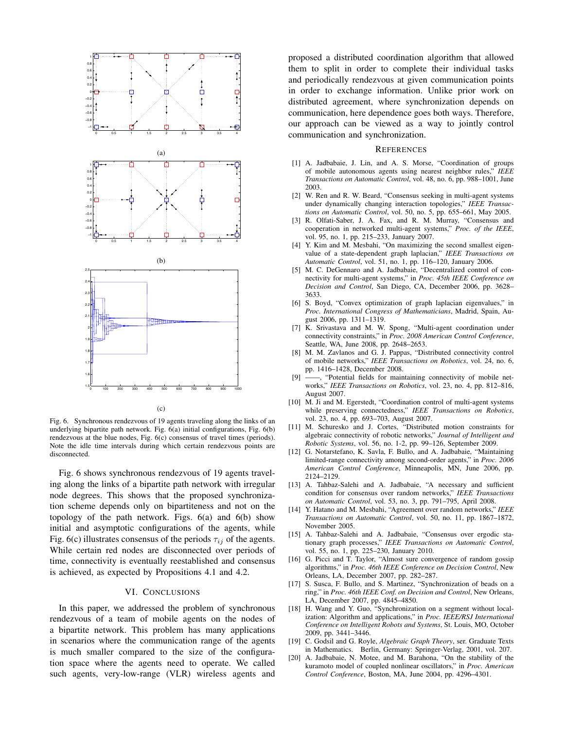(a)

(b)

(c)

Fig. 6. Synchronous rendezvous of 19 agents traveling along the links of an underlying bipartite path network. Fig. 6(a) initial configurations, Fig. 6(b) rendezvous at the blue nodes, Fig. 6(c) consensus of travel times (periods). Note the idle time intervals during which certain rendezvous points are disconnected.

Fig. 6 shows synchronous rendezvous of 19 agents traveling along the links of a bipartite path network with irregular node degrees. This shows that the proposed synchronization scheme depends only on bipartiteness and not on the topology of the path network. Figs. 6(a) and 6(b) show initial and asymptotic configurations of the agents, while Fig. 6(c) illustrates consensus of the periods $\tau_{ij}$ of the agents. While certain red nodes are disconnected over periods of time, connectivity is eventually reestablished and consensus is achieved, as expected by Propositions 4.1 and 4.2.

## VI. Conclusions

In this paper, we addressed the problem of synchronous rendezvous of a team of mobile agents on the nodes of a bipartite network. This problem has many applications in scenarios where the communication range of the agents is much smaller compared to the size of the configuration space where the agents need to operate. We called such agents, very-low-range (VLR) wireless agents and proposed a distributed coordination algorithm that allowed them to split in order to complete their individual tasks and periodically rendezvous at given communication points in order to exchange information. Unlike prior work on distributed agreement, where synchronization depends on communication, here dependence goes both ways. Therefore, our approach can be viewed as a way to jointly control communication and synchronization.

## References

[1] A. Jadbabaie, J. Lin, and A. S. Morse, "Coordination of groups of mobile autonomous agents using nearest neighbor rules," *IEEE Transactions on Automatic Control*, vol. 48, no. 6, pp. 988–1001, June 2003.

[2] W. Ren and R. W. Beard, "Consensus seeking in multi-agent systems under dynamically changing interaction topologies," *IEEE Transactions on Automatic Control*, vol. 50, no. 5, pp. 655–661, May 2005.

[3] R. Olfati-Saber, J. A. Fax, and R. M. Murray, "Consensus and cooperation in networked multi-agent systems," *Proc. of the IEEE*, vol. 95, no. 1, pp. 215–233, January 2007.

[4] Y. Kim and M. Mesbahi, "On maximizing the second smallest eigenvalue of a state-dependent graph laplacian," *IEEE Transactions on Automatic Control*, vol. 51, no. 1, pp. 116–120, January 2006.

[5] M. C. DeGennaro and A. Jadbabaie, "Decentralized control of connectivity for multi-agent systems," in *Proc. 45th IEEE Conference on Decision and Control*, San Diego, CA, December 2006, pp. 3628–3633.

[6] S. Boyd, "Convex optimization of graph laplacian eigenvalues," in *Proc. International Congress of Mathematicians*, Madrid, Spain, August 2006, pp. 1311–1319.

[7] K. Srivastava and M. W. Spong, "Multi-agent coordination under connectivity constraints," in *Proc. 2008 American Control Conference*, Seattle, WA, June 2008, pp. 2648–2653.

[8] M. M. Zavlanos and G. J. Pappas, "Distributed connectivity control of mobile networks," *IEEE Transactions on Robotics*, vol. 24, no. 6, pp. 1416–1428, December 2008.

[9] ——, "Potential fields for maintaining connectivity of mobile networks," *IEEE Transactions on Robotics*, vol. 23, no. 4, pp. 812–816, August 2007.

[10] M. Ji and M. Egerstedt, "Coordination control of multi-agent systems while preserving connectedness," *IEEE Transactions on Robotics*, vol. 23, no. 4, pp. 693–703, August 2007.

[11] M. Schuresko and J. Cortes, "Distributed motion constraints for algebraic connectivity of robotic networks," *Journal of Intelligent and Robotic Systems*, vol. 56, no. 1-2, pp. 99–126, September 2009.

[12] G. Notarstefano, K. Savla, F. Bullo, and A. Jadbabaie, "Maintaining limited-range connectivity among second-order agents," in *Proc. 2006 American Control Conference*, Minneapolis, MN, June 2006, pp. 2124–2129.

[13] A. Tahbaz-Salehi and A. Jadbabaie, "A necessary and sufficient condition for consensus over random networks," *IEEE Transactions on Automatic Control*, vol. 53, no. 3, pp. 791–795, April 2008.

[14] Y. Hatano and M. Mesbahi, "Agreement over random networks," *IEEE Transactions on Automatic Control*, vol. 50, no. 11, pp. 1867–1872, November 2005.

[15] A. Tahbaz-Salehi and A. Jadbabaie, "Consensus over ergodic stationary graph processes," *IEEE Transactions on Automatic Control*, vol. 55, no. 1, pp. 225–230, January 2010.

[16] G. Picci and T. Taylor, "Almost sure convergence of random gossip algorithms," in *Proc. 46th IEEE Conference on Decision Control*, New Orleans, LA, December 2007, pp. 282–287.

[17] S. Susca, F. Bullo, and S. Martinez, "Synchronization of beads on a ring," in *Proc. 46th IEEE Conf. on Decision and Control*, New Orleans, LA, December 2007, pp. 4845–4850.

[18] H. Wang and Y. Guo, "Synchronization on a segment without localization: Algorithm and applications," in *Proc. IEEE/RSJ Transactions Conference on Intelligent Robots and Systems*, St. Louis, MO, October 2009, pp. 3441–3446.

[19] C. Godsil and G. Royle, *Algebraic Graph Theory*, ser. Graduate Texts in Mathematics. Berlin, Germany: Springer-Verlag, 2001, vol. 207.

[20] A. Jadbabaie, N. Motee, and M. Barahona, "On the stability of the kuramoto model of coupled nonlinear oscillators," in *Proc. American Control Conference*, Boston, MA, June 2004, pp. 4296–4301.